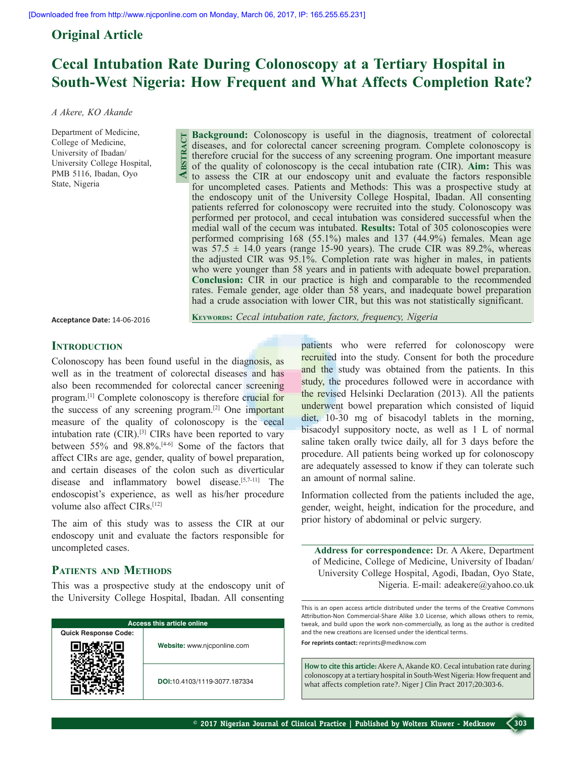Original Article

# Cecal Intubation Rate During Colonoscopy at a Tertiary Hospital in South-West Nigeria: How Frequent and What Affects Completion Rate?

*A Akere, KO Akande*

Department of Medicine, College of Medicine, University of Ibadan/ University College Hospital, PMB 5116, Ibadan, Oyo State, Nigeria

## Abstract

**Background:** Colonoscopy is useful in the diagnosis, treatment of colorectal diseases, and for colorectal cancer screening program. Complete colonoscopy is therefore crucial for the success of any screening program. One important measure of the quality of colonoscopy is the cecal intubation rate (CIR). **Aim:** This was to assess the CIR at our endoscopy unit and evaluate the factors responsible for uncompleted cases. Patients and Methods: This was a prospective study at the endoscopy unit of the University College Hospital, Ibadan. All consenting patients referred for colonoscopy were recruited into the study. Colonoscopy was performed per protocol, and cecal intubation was considered successful when the medial wall of the cecum was intubated. **Results:** Total of 305 colonoscopies were performed comprising 168 (55.1%) males and 137 (44.9%) females. Mean age was 57.5 ± 14.0 years (range 15-90 years). The crude CIR was 89.2%, whereas the adjusted CIR was 95.1%. Completion rate was higher in males, in patients who were younger than 58 years and in patients with adequate bowel preparation. **Conclusion:** CIR in our practice is high and comparable to the recommended rates. Female gender, age older than 58 years, and inadequate bowel preparation had a crude association with lower CIR, but this was not statistically significant.

**Keywords:** *Cecal intubation rate, factors, frequency, Nigeria*

**Acceptance Date:** 14-06-2016

## Introduction

Colonoscopy has been found useful in the diagnosis, as well as in the treatment of colorectal diseases and has also been recommended for colorectal cancer screening program.[1] Complete colonoscopy is therefore crucial for the success of any screening program.[2] One important measure of the quality of colonoscopy is the cecal intubation rate (CIR).[3] CIRs have been reported to vary between 55% and 98.8%.[4-6] Some of the factors that affect CIRs are age, gender, quality of bowel preparation, and certain diseases of the colon such as diverticular disease and inflammatory bowel disease.[5,7-11] The endoscopist's experience, as well as his/her procedure volume also affect CIRs.[12]

The aim of this study was to assess the CIR at our endoscopy unit and evaluate the factors responsible for uncompleted cases.

## Patients and Methods

This was a prospective study at the endoscopy unit of the University College Hospital, Ibadan. All consenting patients who were referred for colonoscopy were recruited into the study. Consent for both the procedure and the study was obtained from the patients. In this study, the procedures followed were in accordance with the revised Helsinki Declaration (2013). All the patients underwent bowel preparation which consisted of liquid diet, 10-30 mg of bisacodyl tablets in the morning, bisacodyl suppository nocte, as well as 1 L of normal saline taken orally twice daily, all for 3 days before the procedure. All patients being worked up for colonoscopy are adequately assessed to know if they can tolerate such an amount of normal saline.

Information collected from the patients included the age, gender, weight, height, indication for the procedure, and prior history of abdominal or pelvic surgery.

**Address for correspondence:** Dr. A Akere, Department of Medicine, College of Medicine, University of Ibadan/ University College Hospital, Agodi, Ibadan, Oyo State, Nigeria. E-mail: adeakere@yahoo.co.uk

| Access this article online | |
|---|---|
| Quick Response Code: | **Website:** www.njcponline.com |
| | **DOI:**10.4103/1119-3077.187334 |

This is an open access article distributed under the terms of the Creative Commons Attribution-Non Commercial-Share Alike 3.0 License, which allows others to remix, tweak, and build upon the work non-commercially, as long as the author is credited and the new creations are licensed under the identical terms.

**For reprints contact:** reprints@medknow.com

**How to cite this article:** Akere A, Akande KO. Cecal intubation rate during colonoscopy at a tertiary hospital in South-West Nigeria: How frequent and what affects completion rate?. Niger J Clin Pract 2017;20:303-6.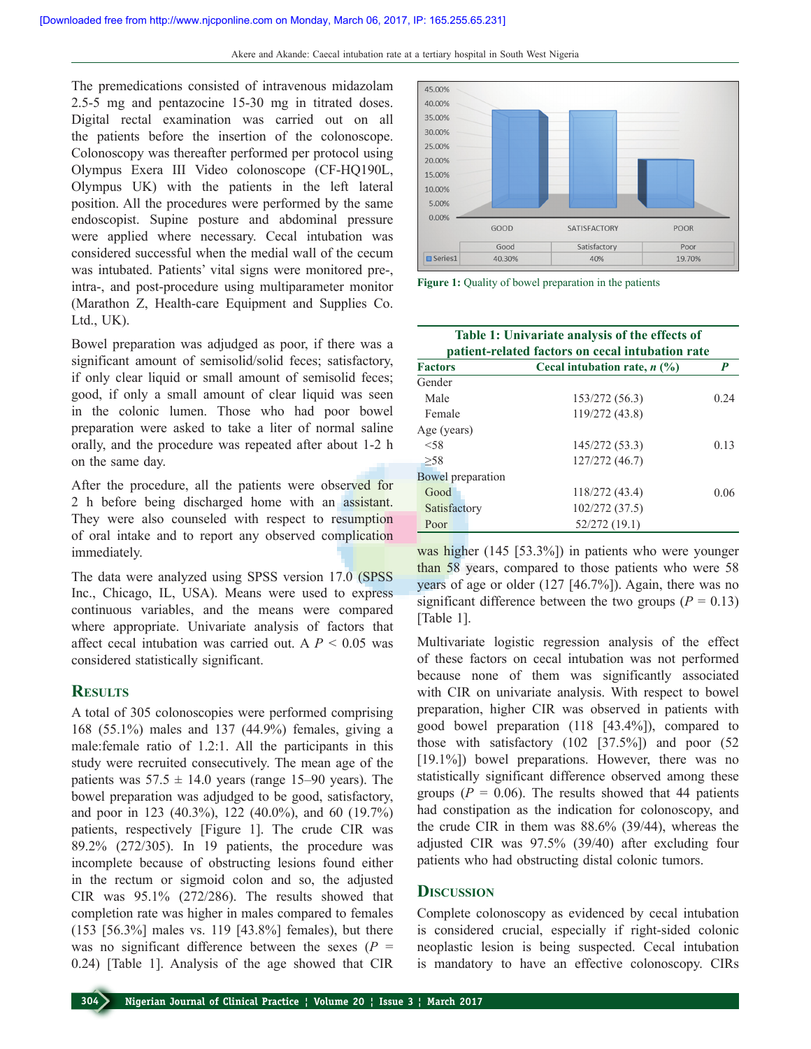The premedications consisted of intravenous midazolam 2.5-5 mg and pentazocine 15-30 mg in titrated doses. Digital rectal examination was carried out on all the patients before the insertion of the colonoscope. Colonoscopy was thereafter performed per protocol using Olympus Exera III Video colonoscope (CF-HQ190L, Olympus UK) with the patients in the left lateral position. All the procedures were performed by the same endoscopist. Supine posture and abdominal pressure were applied where necessary. Cecal intubation was considered successful when the medial wall of the cecum was intubated. Patients' vital signs were monitored pre-, intra-, and post-procedure using multiparameter monitor (Marathon Z, Health-care Equipment and Supplies Co. Ltd., UK).

Bowel preparation was adjudged as poor, if there was a significant amount of semisolid/solid feces; satisfactory, if only clear liquid or small amount of semisolid feces; good, if only a small amount of clear liquid was seen in the colonic lumen. Those who had poor bowel preparation were asked to take a liter of normal saline orally, and the procedure was repeated after about 1-2 h on the same day.

After the procedure, all the patients were observed for 2 h before being discharged home with an assistant. They were also counseled with respect to resumption of oral intake and to report any observed complication immediately.

The data were analyzed using SPSS version 17.0 (SPSS Inc., Chicago, IL, USA). Means were used to express continuous variables, and the means were compared where appropriate. Univariate analysis of factors that affect cecal intubation was carried out. A $P < 0.05$ was considered statistically significant.

## Results

A total of 305 colonoscopies were performed comprising 168 (55.1%) males and 137 (44.9%) females, giving a male:female ratio of 1.2:1. All the participants in this study were recruited consecutively. The mean age of the patients was 57.5 ± 14.0 years (range 15–90 years). The bowel preparation was adjudged to be good, satisfactory, and poor in 123 (40.3%), 122 (40.0%), and 60 (19.7%) patients, respectively [Figure 1]. The crude CIR was 89.2% (272/305). In 19 patients, the procedure was incomplete because of obstructing lesions found either in the rectum or sigmoid colon and so, the adjusted CIR was 95.1% (272/286). The results showed that completion rate was higher in males compared to females (153 [56.3%] males vs. 119 [43.8%] females), but there was no significant difference between the sexes ($P$ = 0.24) [Table 1]. Analysis of the age showed that CIR was higher (145 [53.3%]) in patients who were younger than 58 years, compared to those patients who were 58 years of age or older (127 [46.7%]). Again, there was no significant difference between the two groups ($P$ = 0.13) [Table 1].

| | Good | Satisfactory | Poor |
|---|---|---|---|
| Series1 | 40.30% | 40% | 19.70% |

Figure 1: Quality of bowel preparation in the patients

**Table 1: Univariate analysis of the effects of patient-related factors on cecal intubation rate**

| Factors | Cecal intubation rate, *n* (%) | *P* |
|---|---|---|
| Gender | | |
| Male | 153/272 (56.3) | 0.24 |
| Female | 119/272 (43.8) | |
| Age (years) | | |
| <58 | 145/272 (53.3) | 0.13 |
| ≥58 | 127/272 (46.7) | |
| Bowel preparation | | |
| Good | 118/272 (43.4) | 0.06 |
| Satisfactory | 102/272 (37.5) | |
| Poor | 52/272 (19.1) | |

Multivariate logistic regression analysis of the effect of these factors on cecal intubation was not performed because none of them was significantly associated with CIR on univariate analysis. With respect to bowel preparation, higher CIR was observed in patients with good bowel preparation (118 [43.4%]), compared to those with satisfactory (102 [37.5%]) and poor (52 [19.1%]) bowel preparations. However, there was no statistically significant difference observed among these groups ($P$ = 0.06). The results showed that 44 patients had constipation as the indication for colonoscopy, and the crude CIR in them was 88.6% (39/44), whereas the adjusted CIR was 97.5% (39/40) after excluding four patients who had obstructing distal colonic tumors.

## Discussion

Complete colonoscopy as evidenced by cecal intubation is considered crucial, especially if right-sided colonic neoplastic lesion is being suspected. Cecal intubation is mandatory to have an effective colonoscopy. CIRs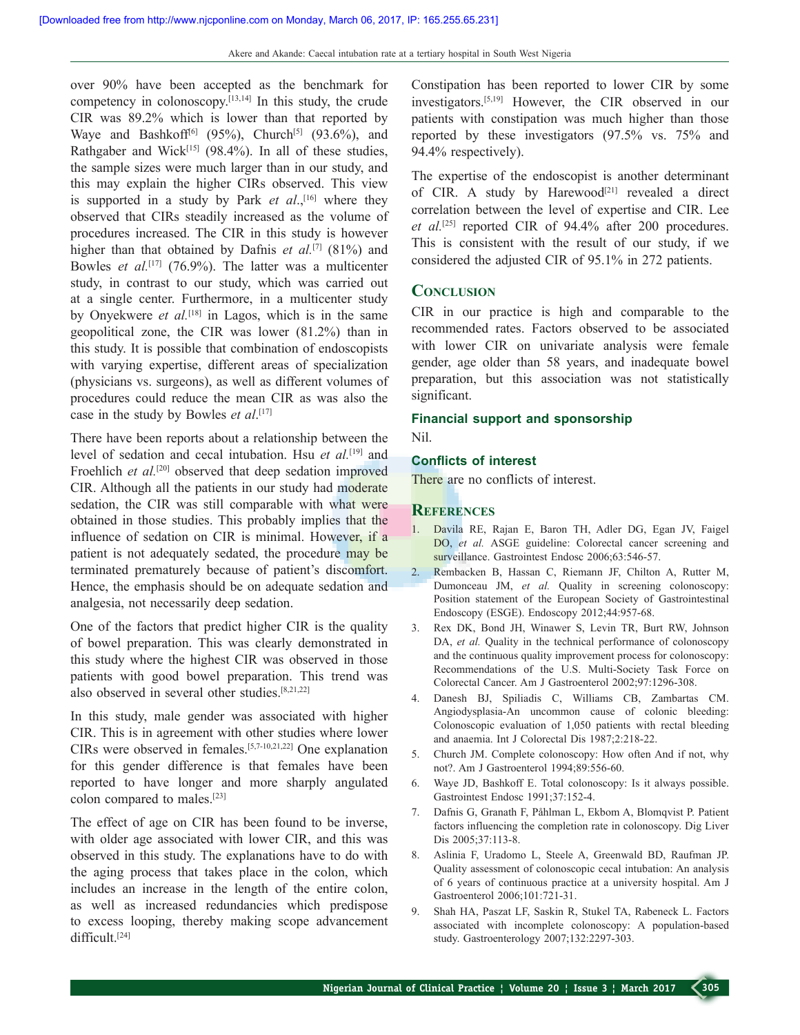over 90% have been accepted as the benchmark for competency in colonoscopy.[13,14] In this study, the crude CIR was 89.2% which is lower than that reported by Waye and Bashkoff[6] (95%), Church[5] (93.6%), and Rathgaber and Wick[15] (98.4%). In all of these studies, the sample sizes were much larger than in our study, and this may explain the higher CIRs observed. This view is supported in a study by Park *et al.*,[16] where they observed that CIRs steadily increased as the volume of procedures increased. The CIR in this study is however higher than that obtained by Dafnis *et al.*[7] (81%) and Bowles *et al.*[17] (76.9%). The latter was a multicenter study, in contrast to our study, which was carried out at a single center. Furthermore, in a multicenter study by Onyekwere *et al.*[18] in Lagos, which is in the same geopolitical zone, the CIR was lower (81.2%) than in this study. It is possible that combination of endoscopists with varying expertise, different areas of specialization (physicians vs. surgeons), as well as different volumes of procedures could reduce the mean CIR as was also the case in the study by Bowles *et al.*[17]

There have been reports about a relationship between the level of sedation and cecal intubation. Hsu *et al.*[19] and Froehlich *et al.*[20] observed that deep sedation improved CIR. Although all the patients in our study had moderate sedation, the CIR was still comparable with what were obtained in those studies. This probably implies that the influence of sedation on CIR is minimal. However, if a patient is not adequately sedated, the procedure may be terminated prematurely because of patient's discomfort. Hence, the emphasis should be on adequate sedation and analgesia, not necessarily deep sedation.

One of the factors that predict higher CIR is the quality of bowel preparation. This was clearly demonstrated in this study where the highest CIR was observed in those patients with good bowel preparation. This trend was also observed in several other studies.[8,21,22]

In this study, male gender was associated with higher CIR. This is in agreement with other studies where lower CIRs were observed in females.[5,7-10,21,22] One explanation for this gender difference is that females have been reported to have longer and more sharply angulated colon compared to males.[23]

The effect of age on CIR has been found to be inverse, with older age associated with lower CIR, and this was observed in this study. The explanations have to do with the aging process that takes place in the colon, which includes an increase in the length of the entire colon, as well as increased redundancies which predispose to excess looping, thereby making scope advancement difficult.[24]

Constipation has been reported to lower CIR by some investigators.[5,19] However, the CIR observed in our patients with constipation was much higher than those reported by these investigators (97.5% vs. 75% and 94.4% respectively).

The expertise of the endoscopist is another determinant of CIR. A study by Harewood[21] revealed a direct correlation between the level of expertise and CIR. Lee *et al.*[25] reported CIR of 94.4% after 200 procedures. This is consistent with the result of our study, if we considered the adjusted CIR of 95.1% in 272 patients.

## Conclusion

CIR in our practice is high and comparable to the recommended rates. Factors observed to be associated with lower CIR on univariate analysis were female gender, age older than 58 years, and inadequate bowel preparation, but this association was not statistically significant.

### Financial support and sponsorship

Nil.

### Conflicts of interest

There are no conflicts of interest.

## References

1. Davila RE, Rajan E, Baron TH, Adler DG, Egan JV, Faigel DO, *et al.* ASGE guideline: Colorectal cancer screening and surveillance. Gastrointest Endosc 2006;63:546-57.
2. Rembacken B, Hassan C, Riemann JF, Chilton A, Rutter M, Dumonceau JM, *et al.* Quality in screening colonoscopy: Position statement of the European Society of Gastrointestinal Endoscopy (ESGE). Endoscopy 2012;44:957-68.
3. Rex DK, Bond JH, Winawer S, Levin TR, Burt RW, Johnson DA, *et al.* Quality in the technical performance of colonoscopy and the continuous quality improvement process for colonoscopy: Recommendations of the U.S. Multi-Society Task Force on Colorectal Cancer. Am J Gastroenterol 2002;97:1296-308.
4. Danesh BJ, Spiliadis C, Williams CB, Zambartas CM. Angiodysplasia-An uncommon cause of colonic bleeding: Colonoscopic evaluation of 1,050 patients with rectal bleeding and anaemia. Int J Colorectal Dis 1987;2:218-22.
5. Church JM. Complete colonoscopy: How often And if not, why not?. Am J Gastroenterol 1994;89:556-60.
6. Waye JD, Bashkoff E. Total colonoscopy: Is it always possible. Gastrointest Endosc 1991;37:152-4.
7. Dafnis G, Granath F, Påhlman L, Ekbom A, Blomqvist P. Patient factors influencing the completion rate in colonoscopy. Dig Liver Dis 2005;37:113-8.
8. Aslinia F, Uradomo L, Steele A, Greenwald BD, Raufman JP. Quality assessment of colonoscopic cecal intubation: An analysis of 6 years of continuous practice at a university hospital. Am J Gastroenterol 2006;101:721-31.
9. Shah HA, Paszat LF, Saskin R, Stukel TA, Rabeneck L. Factors associated with incomplete colonoscopy: A population-based study. Gastroenterology 2007;132:2297-303.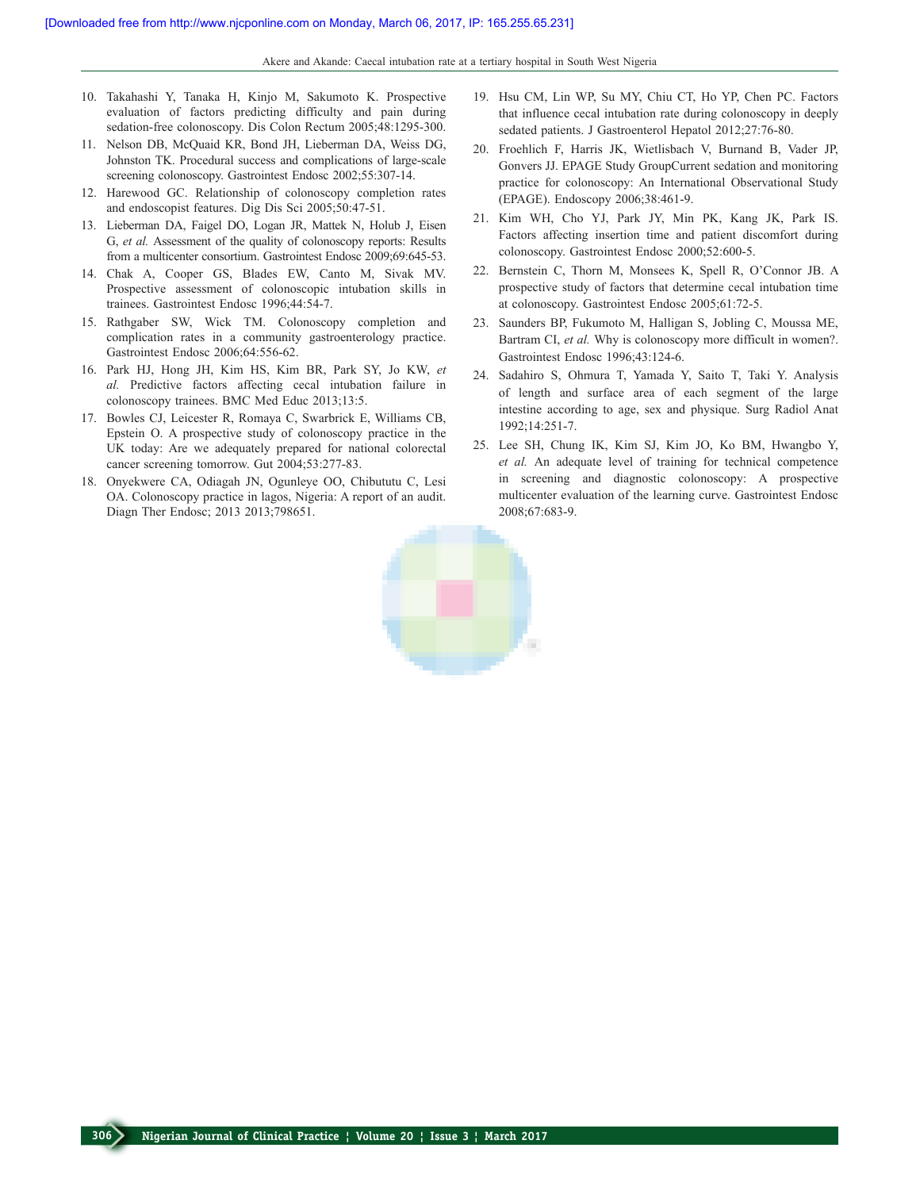10. Takahashi Y, Tanaka H, Kinjo M, Sakumoto K. Prospective evaluation of factors predicting difficulty and pain during sedation-free colonoscopy. Dis Colon Rectum 2005;48:1295-300.
11. Nelson DB, McQuaid KR, Bond JH, Lieberman DA, Weiss DG, Johnston TK. Procedural success and complications of large-scale screening colonoscopy. Gastrointest Endosc 2002;55:307-14.
12. Harewood GC. Relationship of colonoscopy completion rates and endoscopist features. Dig Dis Sci 2005;50:47-51.
13. Lieberman DA, Faigel DO, Logan JR, Mattek N, Holub J, Eisen G, *et al.* Assessment of the quality of colonoscopy reports: Results from a multicenter consortium. Gastrointest Endosc 2009;69:645-53.
14. Chak A, Cooper GS, Blades EW, Canto M, Sivak MV. Prospective assessment of colonoscopic intubation skills in trainees. Gastrointest Endosc 1996;44:54-7.
15. Rathgaber SW, Wick TM. Colonoscopy completion and complication rates in a community gastroenterology practice. Gastrointest Endosc 2006;64:556-62.
16. Park HJ, Hong JH, Kim HS, Kim BR, Park SY, Jo KW, *et al.* Predictive factors affecting cecal intubation failure in colonoscopy trainees. BMC Med Educ 2013;13:5.
17. Bowles CJ, Leicester R, Romaya C, Swarbrick E, Williams CB, Epstein O. A prospective study of colonoscopy practice in the UK today: Are we adequately prepared for national colorectal cancer screening tomorrow. Gut 2004;53:277-83.
18. Onyekwere CA, Odiagah JN, Ogunleye OO, Chibututu C, Lesi OA. Colonoscopy practice in lagos, Nigeria: A report of an audit. Diagn Ther Endosc; 2013 2013;798651.
19. Hsu CM, Lin WP, Su MY, Chiu CT, Ho YP, Chen PC. Factors that influence cecal intubation rate during colonoscopy in deeply sedated patients. J Gastroenterol Hepatol 2012;27:76-80.
20. Froehlich F, Harris JK, Wietlisbach V, Burnand B, Vader JP, Gonvers JJ. EPAGE Study GroupCurrent sedation and monitoring practice for colonoscopy: An International Observational Study (EPAGE). Endoscopy 2006;38:461-9.
21. Kim WH, Cho YJ, Park JY, Min PK, Kang JK, Park IS. Factors affecting insertion time and patient discomfort during colonoscopy. Gastrointest Endosc 2000;52:600-5.
22. Bernstein C, Thorn M, Monsees K, Spell R, O'Connor JB. A prospective study of factors that determine cecal intubation time at colonoscopy. Gastrointest Endosc 2005;61:72-5.
23. Saunders BP, Fukumoto M, Halligan S, Jobling C, Moussa ME, Bartram CI, *et al.* Why is colonoscopy more difficult in women?. Gastrointest Endosc 1996;43:124-6.
24. Sadahiro S, Ohmura T, Yamada Y, Saito T, Taki Y. Analysis of length and surface area of each segment of the large intestine according to age, sex and physique. Surg Radiol Anat 1992;14:251-7.
25. Lee SH, Chung IK, Kim SJ, Kim JO, Ko BM, Hwangbo Y, *et al.* An adequate level of training for technical competence in screening and diagnostic colonoscopy: A prospective multicenter evaluation of the learning curve. Gastrointest Endosc 2008;67:683-9.